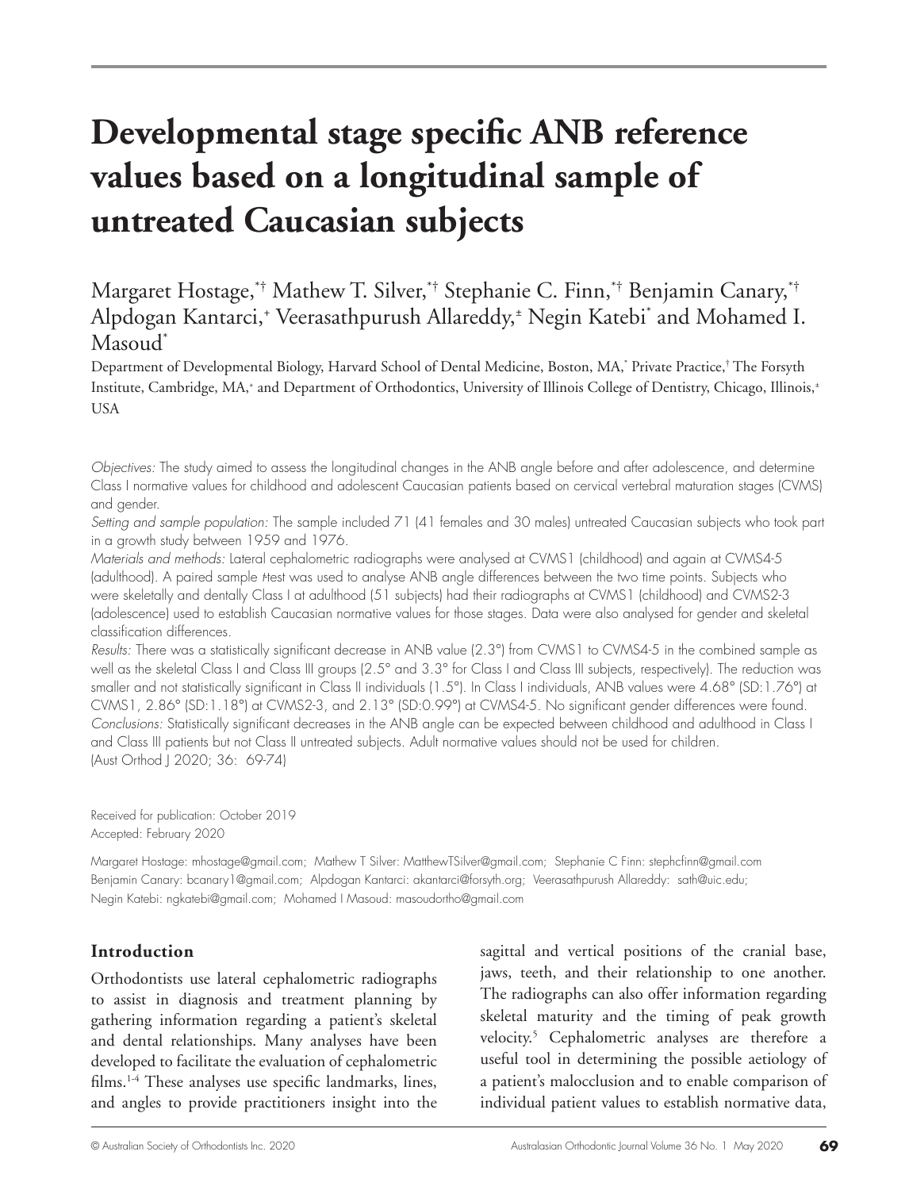# Developmental stage specific ANB reference values based on a longitudinal sample of untreated Caucasian subjects

Margaret Hostage,[*†] Mathew T. Silver,[*†] Stephanie C. Finn,[*†] Benjamin Canary,[*†] Alpdogan Kantarci,[+] Veerasathpurush Allareddy,[±] Negin Katebi[*] and Mohamed I. Masoud[*]

Department of Developmental Biology, Harvard School of Dental Medicine, Boston, MA,[*] Private Practice,[†] The Forsyth Institute, Cambridge, MA,[+] and Department of Orthodontics, University of Illinois College of Dentistry, Chicago, Illinois,[±] USA

*Objectives:* The study aimed to assess the longitudinal changes in the ANB angle before and after adolescence, and determine Class I normative values for childhood and adolescent Caucasian patients based on cervical vertebral maturation stages (CVMS) and gender.

*Setting and sample population:* The sample included 71 (41 females and 30 males) untreated Caucasian subjects who took part in a growth study between 1959 and 1976.

*Materials and methods:* Lateral cephalometric radiographs were analysed at CVMS1 (childhood) and again at CVMS4-5 (adulthood). A paired sample *t*-test was used to analyse ANB angle differences between the two time points. Subjects who were skeletally and dentally Class I at adulthood (51 subjects) had their radiographs at CVMS1 (childhood) and CVMS2-3 (adolescence) used to establish Caucasian normative values for those stages. Data were also analysed for gender and skeletal classification differences.

*Results:* There was a statistically significant decrease in ANB value (2.3°) from CVMS1 to CVMS4-5 in the combined sample as well as the skeletal Class I and Class III groups (2.5° and 3.3° for Class I and Class III subjects, respectively). The reduction was smaller and not statistically significant in Class II individuals (1.5°). In Class I individuals, ANB values were 4.68° (SD:1.76°) at CVMS1, 2.86° (SD:1.18°) at CVMS2-3, and 2.13° (SD:0.99°) at CVMS4-5. No significant gender differences were found.

*Conclusions:* Statistically significant decreases in the ANB angle can be expected between childhood and adulthood in Class I and Class III patients but not Class II untreated subjects. Adult normative values should not be used for children.

(Aust Orthod J 2020; 36: 69-74)

Received for publication: October 2019
Accepted: February 2020

Margaret Hostage: mhostage@gmail.com; Mathew T Silver: MatthewTSilver@gmail.com; Stephanie C Finn: stephcfinn@gmail.com
Benjamin Canary: bcanary1@gmail.com; Alpdogan Kantarci: akantarci@forsyth.org; Veerasathpurush Allareddy: sath@uic.edu;
Negin Katebi: ngkatebi@gmail.com; Mohamed I Masoud: masoudortho@gmail.com

## Introduction

Orthodontists use lateral cephalometric radiographs to assist in diagnosis and treatment planning by gathering information regarding a patient's skeletal and dental relationships. Many analyses have been developed to facilitate the evaluation of cephalometric films.[1-4] These analyses use specific landmarks, lines, and angles to provide practitioners insight into the sagittal and vertical positions of the cranial base, jaws, teeth, and their relationship to one another. The radiographs can also offer information regarding skeletal maturity and the timing of peak growth velocity.[5] Cephalometric analyses are therefore a useful tool in determining the possible aetiology of a patient's malocclusion and to enable comparison of individual patient values to establish normative data,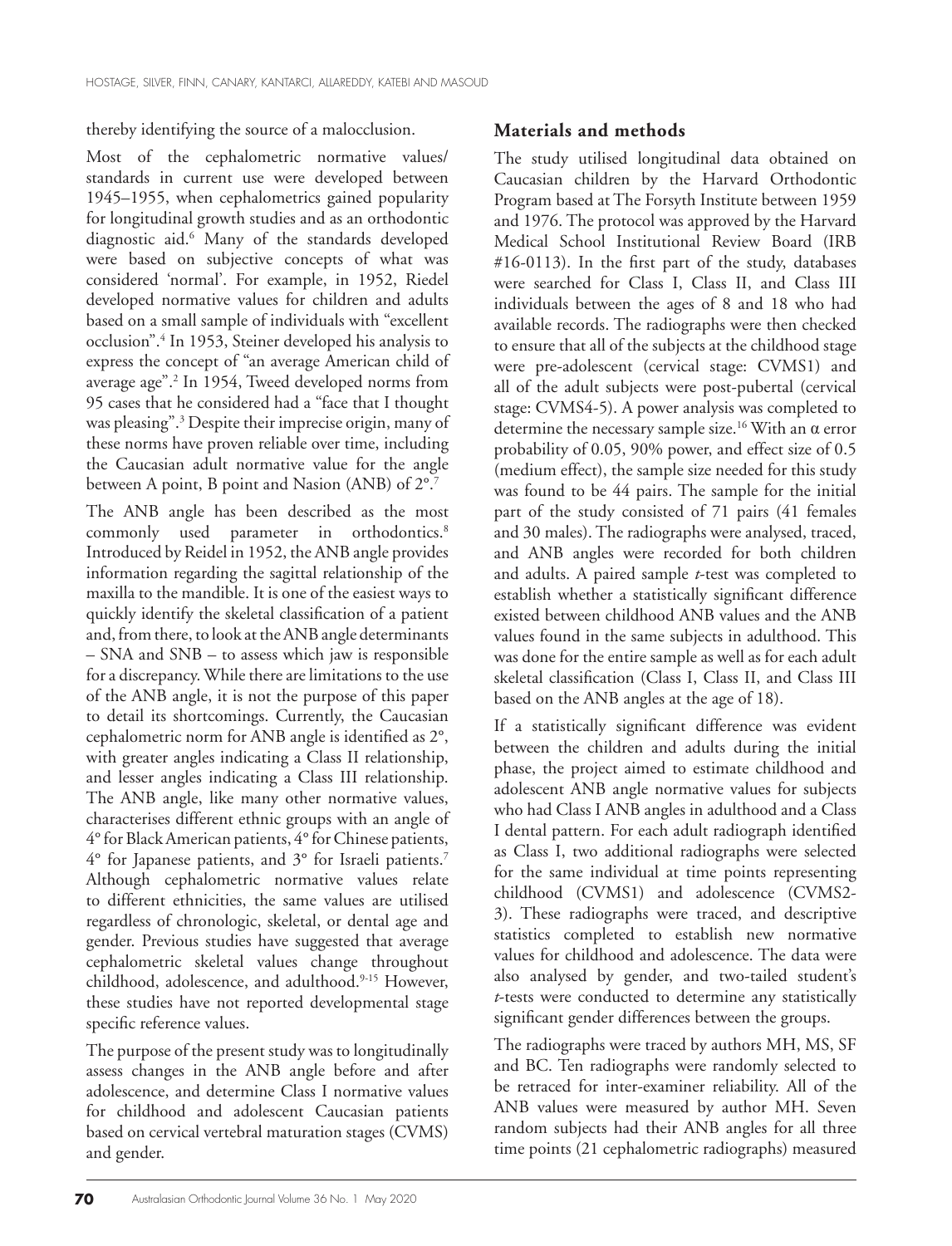thereby identifying the source of a malocclusion.

Most of the cephalometric normative values/standards in current use were developed between 1945–1955, when cephalometrics gained popularity for longitudinal growth studies and as an orthodontic diagnostic aid.[6] Many of the standards developed were based on subjective concepts of what was considered 'normal'. For example, in 1952, Riedel developed normative values for children and adults based on a small sample of individuals with "excellent occlusion".[4] In 1953, Steiner developed his analysis to express the concept of "an average American child of average age".[2] In 1954, Tweed developed norms from 95 cases that he considered had a "face that I thought was pleasing".[3] Despite their imprecise origin, many of these norms have proven reliable over time, including the Caucasian adult normative value for the angle between A point, B point and Nasion (ANB) of 2°.[7]

The ANB angle has been described as the most commonly used parameter in orthodontics.[8] Introduced by Reidel in 1952, the ANB angle provides information regarding the sagittal relationship of the maxilla to the mandible. It is one of the easiest ways to quickly identify the skeletal classification of a patient and, from there, to look at the ANB angle determinants – SNA and SNB – to assess which jaw is responsible for a discrepancy. While there are limitations to the use of the ANB angle, it is not the purpose of this paper to detail its shortcomings. Currently, the Caucasian cephalometric norm for ANB angle is identified as 2°, with greater angles indicating a Class II relationship, and lesser angles indicating a Class III relationship. The ANB angle, like many other normative values, characterises different ethnic groups with an angle of 4° for Black American patients, 4° for Chinese patients, 4° for Japanese patients, and 3° for Israeli patients.[7] Although cephalometric normative values relate to different ethnicities, the same values are utilised regardless of chronologic, skeletal, or dental age and gender. Previous studies have suggested that average cephalometric skeletal values change throughout childhood, adolescence, and adulthood.[9-15] However, these studies have not reported developmental stage specific reference values.

The purpose of the present study was to longitudinally assess changes in the ANB angle before and after adolescence, and determine Class I normative values for childhood and adolescent Caucasian patients based on cervical vertebral maturation stages (CVMS) and gender.

## Materials and methods

The study utilised longitudinal data obtained on Caucasian children by the Harvard Orthodontic Program based at The Forsyth Institute between 1959 and 1976. The protocol was approved by the Harvard Medical School Institutional Review Board (IRB #16-0113). In the first part of the study, databases were searched for Class I, Class II, and Class III individuals between the ages of 8 and 18 who had available records. The radiographs were then checked to ensure that all of the subjects at the childhood stage were pre-adolescent (cervical stage: CVMS1) and all of the adult subjects were post-pubertal (cervical stage: CVMS4-5). A power analysis was completed to determine the necessary sample size.[16] With an $\alpha$ error probability of 0.05, 90% power, and effect size of 0.5 (medium effect), the sample size needed for this study was found to be 44 pairs. The sample for the initial part of the study consisted of 71 pairs (41 females and 30 males). The radiographs were analysed, traced, and ANB angles were recorded for both children and adults. A paired sample *t*-test was completed to establish whether a statistically significant difference existed between childhood ANB values and the ANB values found in the same subjects in adulthood. This was done for the entire sample as well as for each adult skeletal classification (Class I, Class II, and Class III based on the ANB angles at the age of 18).

If a statistically significant difference was evident between the children and adults during the initial phase, the project aimed to estimate childhood and adolescent ANB angle normative values for subjects who had Class I ANB angles in adulthood and a Class I dental pattern. For each adult radiograph identified as Class I, two additional radiographs were selected for the same individual at time points representing childhood (CVMS1) and adolescence (CVMS2-3). These radiographs were traced, and descriptive statistics completed to establish new normative values for childhood and adolescence. The data were also analysed by gender, and two-tailed student's *t*-tests were conducted to determine any statistically significant gender differences between the groups.

The radiographs were traced by authors MH, MS, SF and BC. Ten radiographs were randomly selected to be retraced for inter-examiner reliability. All of the ANB values were measured by author MH. Seven random subjects had their ANB angles for all three time points (21 cephalometric radiographs) measured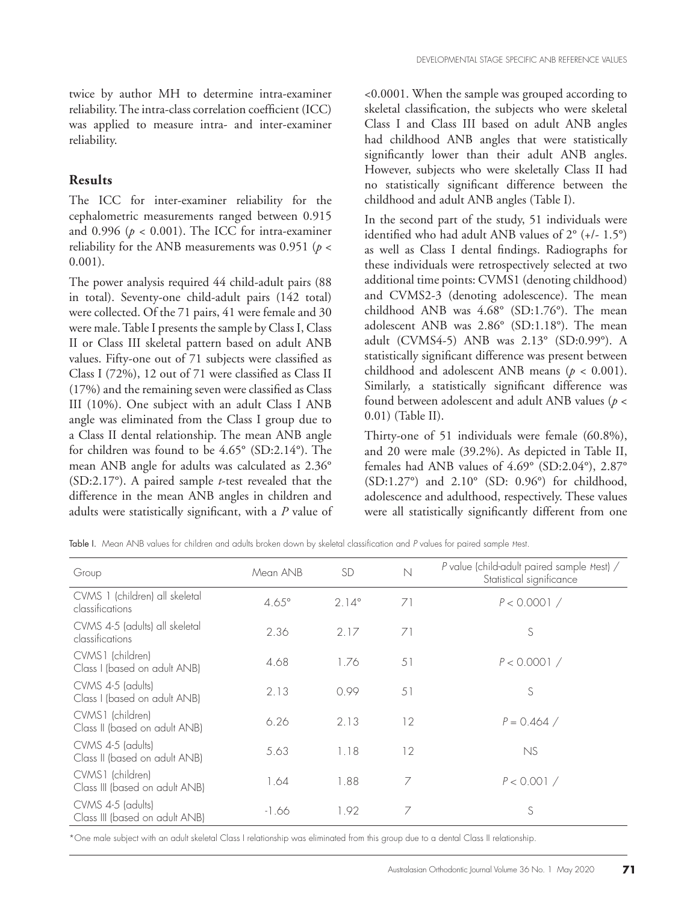twice by author MH to determine intra-examiner reliability. The intra-class correlation coefficient (ICC) was applied to measure intra- and inter-examiner reliability.

## Results

The ICC for inter-examiner reliability for the cephalometric measurements ranged between 0.915 and 0.996 ($p < 0.001$). The ICC for intra-examiner reliability for the ANB measurements was 0.951 ($p < 0.001$).

The power analysis required 44 child-adult pairs (88 in total). Seventy-one child-adult pairs (142 total) were collected. Of the 71 pairs, 41 were female and 30 were male. Table I presents the sample by Class I, Class II or Class III skeletal pattern based on adult ANB values. Fifty-one out of 71 subjects were classified as Class I (72%), 12 out of 71 were classified as Class II (17%) and the remaining seven were classified as Class III (10%). One subject with an adult Class I ANB angle was eliminated from the Class I group due to a Class II dental relationship. The mean ANB angle for children was found to be 4.65° (SD:2.14°). The mean ANB angle for adults was calculated as 2.36° (SD:2.17°). A paired sample *t*-test revealed that the difference in the mean ANB angles in children and adults were statistically significant, with a *P* value of <0.0001. When the sample was grouped according to skeletal classification, the subjects who were skeletal Class I and Class III based on adult ANB angles had childhood ANB angles that were statistically significantly lower than their adult ANB angles. However, subjects who were skeletally Class II had no statistically significant difference between the childhood and adult ANB angles (Table I).

In the second part of the study, 51 individuals were identified who had adult ANB values of 2° (+/- 1.5°) as well as Class I dental findings. Radiographs for these individuals were retrospectively selected at two additional time points: CVMS1 (denoting childhood) and CVMS2-3 (denoting adolescence). The mean childhood ANB was 4.68° (SD:1.76°). The mean adolescent ANB was 2.86° (SD:1.18°). The mean adult (CVMS4-5) ANB was 2.13° (SD:0.99°). A statistically significant difference was present between childhood and adolescent ANB means ($p < 0.001$). Similarly, a statistically significant difference was found between adolescent and adult ANB values ($p < 0.01$) (Table II).

Thirty-one of 51 individuals were female (60.8%), and 20 were male (39.2%). As depicted in Table II, females had ANB values of 4.69° (SD:2.04°), 2.87° (SD:1.27°) and 2.10° (SD: 0.96°) for childhood, adolescence and adulthood, respectively. These values were all statistically significantly different from one

Table I. Mean ANB values for children and adults broken down by skeletal classification and *P* values for paired sample *t*-test.

| Group | Mean ANB | SD | N | *P* value (child-adult paired sample *t*-test) / Statistical significance |
|---|---|---|---|---|
| CVMS 1 (children) all skeletal classifications | 4.65° | 2.14° | 71 | $P < 0.0001$ / |
| CVMS 4-5 (adults) all skeletal classifications | 2.36 | 2.17 | 71 | S |
| CVMS1 (children) Class I (based on adult ANB) | 4.68 | 1.76 | 51 | $P < 0.0001$ / |
| CVMS 4-5 (adults) Class I (based on adult ANB) | 2.13 | 0.99 | 51 | S |
| CVMS1 (children) Class II (based on adult ANB) | 6.26 | 2.13 | 12 | $P = 0.464$ / |
| CVMS 4-5 (adults) Class II (based on adult ANB) | 5.63 | 1.18 | 12 | NS |
| CVMS1 (children) Class III (based on adult ANB) | 1.64 | 1.88 | 7 | $P < 0.001$ / |
| CVMS 4-5 (adults) Class III (based on adult ANB) | -1.66 | 1.92 | 7 | S |

*One male subject with an adult skeletal Class I relationship was eliminated from this group due to a dental Class II relationship.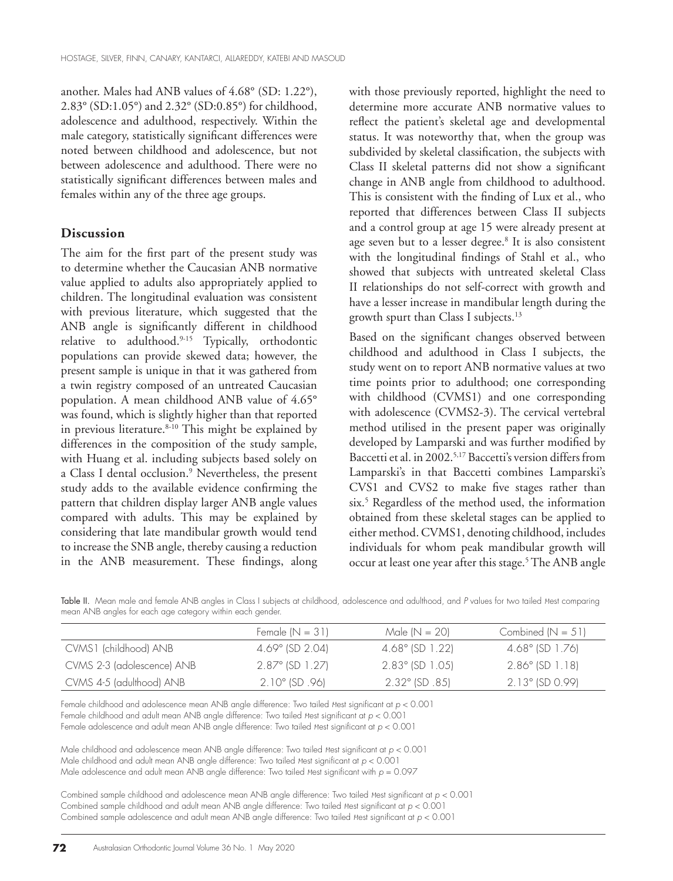another. Males had ANB values of 4.68° (SD: 1.22°), 2.83° (SD:1.05°) and 2.32° (SD:0.85°) for childhood, adolescence and adulthood, respectively. Within the male category, statistically significant differences were noted between childhood and adolescence, but not between adolescence and adulthood. There were no statistically significant differences between males and females within any of the three age groups.

## Discussion

The aim for the first part of the present study was to determine whether the Caucasian ANB normative value applied to adults also appropriately applied to children. The longitudinal evaluation was consistent with previous literature, which suggested that the ANB angle is significantly different in childhood relative to adulthood.[9-15] Typically, orthodontic populations can provide skewed data; however, the present sample is unique in that it was gathered from a twin registry composed of an untreated Caucasian population. A mean childhood ANB value of 4.65° was found, which is slightly higher than that reported in previous literature.[8-10] This might be explained by differences in the composition of the study sample, with Huang et al. including subjects based solely on a Class I dental occlusion.[9] Nevertheless, the present study adds to the available evidence confirming the pattern that children display larger ANB angle values compared with adults. This may be explained by considering that late mandibular growth would tend to increase the SNB angle, thereby causing a reduction in the ANB measurement. These findings, along with those previously reported, highlight the need to determine more accurate ANB normative values to reflect the patient's skeletal age and developmental status. It was noteworthy that, when the group was subdivided by skeletal classification, the subjects with Class II skeletal patterns did not show a significant change in ANB angle from childhood to adulthood. This is consistent with the finding of Lux et al., who reported that differences between Class II subjects and a control group at age 15 were already present at age seven but to a lesser degree.[8] It is also consistent with the longitudinal findings of Stahl et al., who showed that subjects with untreated skeletal Class II relationships do not self-correct with growth and have a lesser increase in mandibular length during the growth spurt than Class I subjects.[13]

Based on the significant changes observed between childhood and adulthood in Class I subjects, the study went on to report ANB normative values at two time points prior to adulthood; one corresponding with childhood (CVMS1) and one corresponding with adolescence (CVMS2-3). The cervical vertebral method utilised in the present paper was originally developed by Lamparski and was further modified by Baccetti et al. in 2002.[5,17] Baccetti's version differs from Lamparski's in that Baccetti combines Lamparski's CVS1 and CVS2 to make five stages rather than six.[5] Regardless of the method used, the information obtained from these skeletal stages can be applied to either method. CVMS1, denoting childhood, includes individuals for whom peak mandibular growth will occur at least one year after this stage.[5] The ANB angle

Table II. Mean male and female ANB angles in Class I subjects at childhood, adolescence and adulthood, and *P* values for two tailed *t*-test comparing mean ANB angles for each age category within each gender.

| | Female (N = 31) | Male (N = 20) | Combined (N = 51) |
|---|---|---|---|
| CVMS1 (childhood) ANB | 4.69° (SD 2.04) | 4.68° (SD 1.22) | 4.68° (SD 1.76) |
| CVMS 2-3 (adolescence) ANB | 2.87° (SD 1.27) | 2.83° (SD 1.05) | 2.86° (SD 1.18) |
| CVMS 4-5 (adulthood) ANB | 2.10° (SD .96) | 2.32° (SD .85) | 2.13° (SD 0.99) |

Female childhood and adolescence mean ANB angle difference: Two tailed *t*-test significant at $p < 0.001$
Female childhood and adult mean ANB angle difference: Two tailed *t*-test significant at $p < 0.001$
Female adolescence and adult mean ANB angle difference: Two tailed *t*-test significant at $p < 0.001$

Male childhood and adolescence mean ANB angle difference: Two tailed *t*-test significant at $p < 0.001$
Male childhood and adult mean ANB angle difference: Two tailed *t*-test significant at $p < 0.001$
Male adolescence and adult mean ANB angle difference: Two tailed *t*-test significant with $p = 0.097$

Combined sample childhood and adolescence mean ANB angle difference: Two tailed *t*-test significant at $p < 0.001$
Combined sample childhood and adult mean ANB angle difference: Two tailed *t*-test significant at $p < 0.001$
Combined sample adolescence and adult mean ANB angle difference: Two tailed *t*-test significant at $p < 0.001$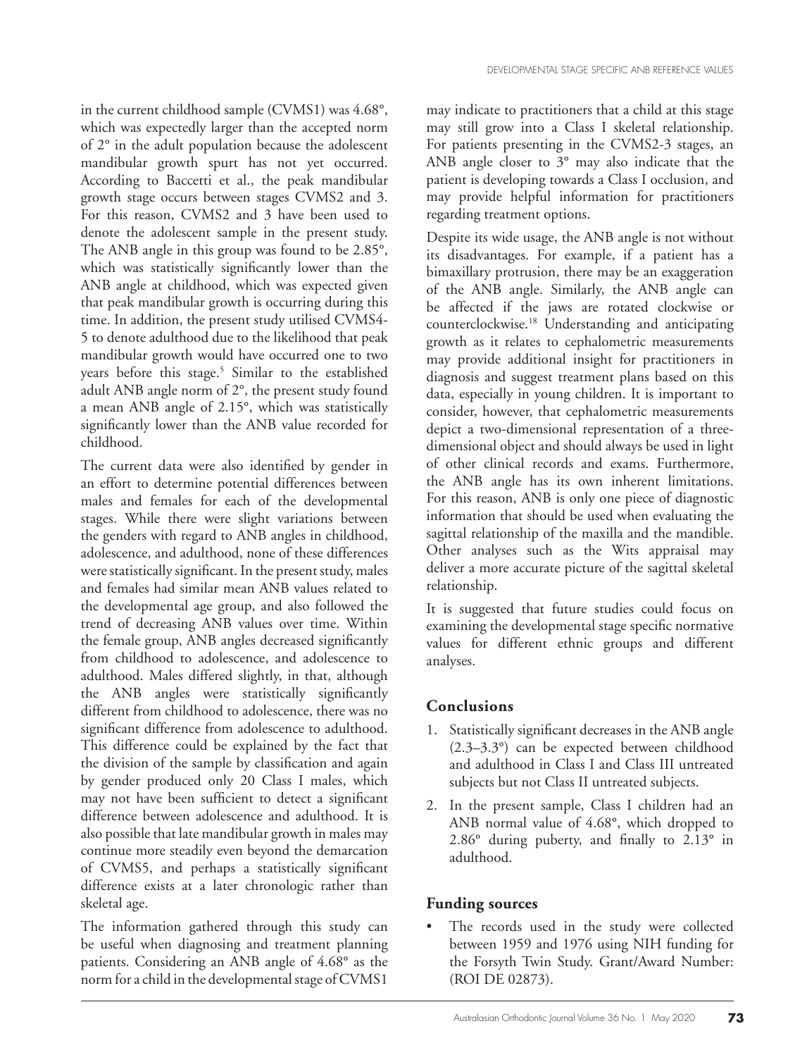in the current childhood sample (CVMS1) was 4.68°, which was expectedly larger than the accepted norm of 2° in the adult population because the adolescent mandibular growth spurt has not yet occurred. According to Baccetti et al., the peak mandibular growth stage occurs between stages CVMS2 and 3. For this reason, CVMS2 and 3 have been used to denote the adolescent sample in the present study. The ANB angle in this group was found to be 2.85°, which was statistically significantly lower than the ANB angle at childhood, which was expected given that peak mandibular growth is occurring during this time. In addition, the present study utilised CVMS4-5 to denote adulthood due to the likelihood that peak mandibular growth would have occurred one to two years before this stage.[5] Similar to the established adult ANB angle norm of 2°, the present study found a mean ANB angle of 2.15°, which was statistically significantly lower than the ANB value recorded for childhood.

The current data were also identified by gender in an effort to determine potential differences between males and females for each of the developmental stages. While there were slight variations between the genders with regard to ANB angles in childhood, adolescence, and adulthood, none of these differences were statistically significant. In the present study, males and females had similar mean ANB values related to the developmental age group, and also followed the trend of decreasing ANB values over time. Within the female group, ANB angles decreased significantly from childhood to adolescence, and adolescence to adulthood. Males differed slightly, in that, although the ANB angles were statistically significantly different from childhood to adolescence, there was no significant difference from adolescence to adulthood. This difference could be explained by the fact that the division of the sample by classification and again by gender produced only 20 Class I males, which may not have been sufficient to detect a significant difference between adolescence and adulthood. It is also possible that late mandibular growth in males may continue more steadily even beyond the demarcation of CVMS5, and perhaps a statistically significant difference exists at a later chronologic rather than skeletal age.

The information gathered through this study can be useful when diagnosing and treatment planning patients. Considering an ANB angle of 4.68° as the norm for a child in the developmental stage of CVMS1 may indicate to practitioners that a child at this stage may still grow into a Class I skeletal relationship. For patients presenting in the CVMS2-3 stages, an ANB angle closer to 3° may also indicate that the patient is developing towards a Class I occlusion, and may provide helpful information for practitioners regarding treatment options.

Despite its wide usage, the ANB angle is not without its disadvantages. For example, if a patient has a bimaxillary protrusion, there may be an exaggeration of the ANB angle. Similarly, the ANB angle can be affected if the jaws are rotated clockwise or counterclockwise.[18] Understanding and anticipating growth as it relates to cephalometric measurements may provide additional insight for practitioners in diagnosis and suggest treatment plans based on this data, especially in young children. It is important to consider, however, that cephalometric measurements depict a two-dimensional representation of a three-dimensional object and should always be used in light of other clinical records and exams. Furthermore, the ANB angle has its own inherent limitations. For this reason, ANB is only one piece of diagnostic information that should be used when evaluating the sagittal relationship of the maxilla and the mandible. Other analyses such as the Wits appraisal may deliver a more accurate picture of the sagittal skeletal relationship.

It is suggested that future studies could focus on examining the developmental stage specific normative values for different ethnic groups and different analyses.

## Conclusions

1. Statistically significant decreases in the ANB angle (2.3–3.3°) can be expected between childhood and adulthood in Class I and Class III untreated subjects but not Class II untreated subjects.
2. In the present sample, Class I children had an ANB normal value of 4.68°, which dropped to 2.86° during puberty, and finally to 2.13° in adulthood.

## Funding sources

- The records used in the study were collected between 1959 and 1976 using NIH funding for the Forsyth Twin Study. Grant/Award Number: (ROI DE 02873).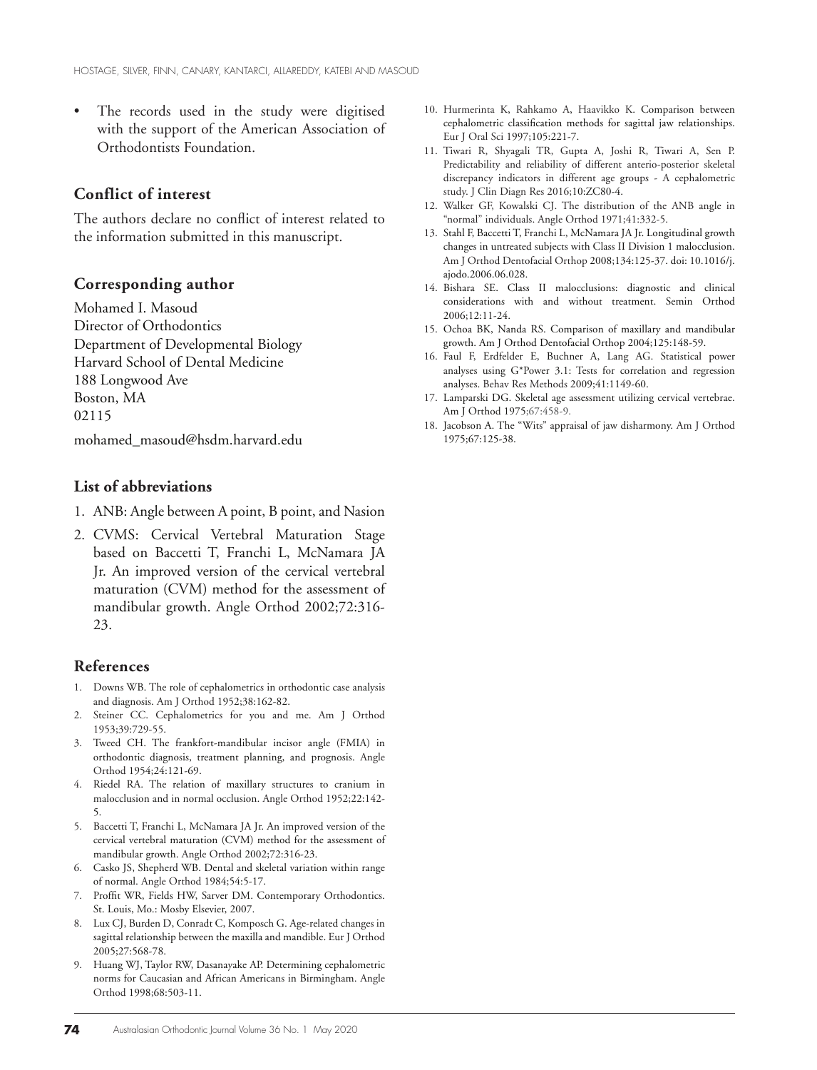- The records used in the study were digitised with the support of the American Association of Orthodontists Foundation.

## Conflict of interest

The authors declare no conflict of interest related to the information submitted in this manuscript.

## Corresponding author

Mohamed I. Masoud
Director of Orthodontics
Department of Developmental Biology
Harvard School of Dental Medicine
188 Longwood Ave
Boston, MA
02115

mohamed_masoud@hsdm.harvard.edu

## List of abbreviations

1. ANB: Angle between A point, B point, and Nasion
2. CVMS: Cervical Vertebral Maturation Stage based on Baccetti T, Franchi L, McNamara JA Jr. An improved version of the cervical vertebral maturation (CVM) method for the assessment of mandibular growth. Angle Orthod 2002;72:316-23.

## References

1. Downs WB. The role of cephalometrics in orthodontic case analysis and diagnosis. Am J Orthod 1952;38:162-82.
2. Steiner CC. Cephalometrics for you and me. Am J Orthod 1953;39:729-55.
3. Tweed CH. The frankfort-mandibular incisor angle (FMIA) in orthodontic diagnosis, treatment planning, and prognosis. Angle Orthod 1954;24:121-69.
4. Riedel RA. The relation of maxillary structures to cranium in malocclusion and in normal occlusion. Angle Orthod 1952;22:142-5.
5. Baccetti T, Franchi L, McNamara JA Jr. An improved version of the cervical vertebral maturation (CVM) method for the assessment of mandibular growth. Angle Orthod 2002;72:316-23.
6. Casko JS, Shepherd WB. Dental and skeletal variation within range of normal. Angle Orthod 1984;54:5-17.
7. Proffit WR, Fields HW, Sarver DM. Contemporary Orthodontics. St. Louis, Mo.: Mosby Elsevier, 2007.
8. Lux CJ, Burden D, Conradt C, Komposch G. Age-related changes in sagittal relationship between the maxilla and mandible. Eur J Orthod 2005;27:568-78.
9. Huang WJ, Taylor RW, Dasanayake AP. Determining cephalometric norms for Caucasian and African Americans in Birmingham. Angle Orthod 1998;68:503-11.
10. Hurmerinta K, Rahkamo A, Haavikko K. Comparison between cephalometric classification methods for sagittal jaw relationships. Eur J Oral Sci 1997;105:221-7.
11. Tiwari R, Shyagali TR, Gupta A, Joshi R, Tiwari A, Sen P. Predictability and reliability of different anterio-posterior skeletal discrepancy indicators in different age groups - A cephalometric study. J Clin Diagn Res 2016;10:ZC80-4.
12. Walker GF, Kowalski CJ. The distribution of the ANB angle in "normal" individuals. Angle Orthod 1971;41:332-5.
13. Stahl F, Baccetti T, Franchi L, McNamara JA Jr. Longitudinal growth changes in untreated subjects with Class II Division 1 malocclusion. Am J Orthod Dentofacial Orthop 2008;134:125-37. doi: 10.1016/j.ajodo.2006.06.028.
14. Bishara SE. Class II malocclusions: diagnostic and clinical considerations with and without treatment. Semin Orthod 2006;12:11-24.
15. Ochoa BK, Nanda RS. Comparison of maxillary and mandibular growth. Am J Orthod Dentofacial Orthop 2004;125:148-59.
16. Faul F, Erdfelder E, Buchner A, Lang AG. Statistical power analyses using G*Power 3.1: Tests for correlation and regression analyses. Behav Res Methods 2009;41:1149-60.
17. Lamparski DG. Skeletal age assessment utilizing cervical vertebrae. Am J Orthod 1975;67:458-9.
18. Jacobson A. The "Wits" appraisal of jaw disharmony. Am J Orthod 1975;67:125-38.